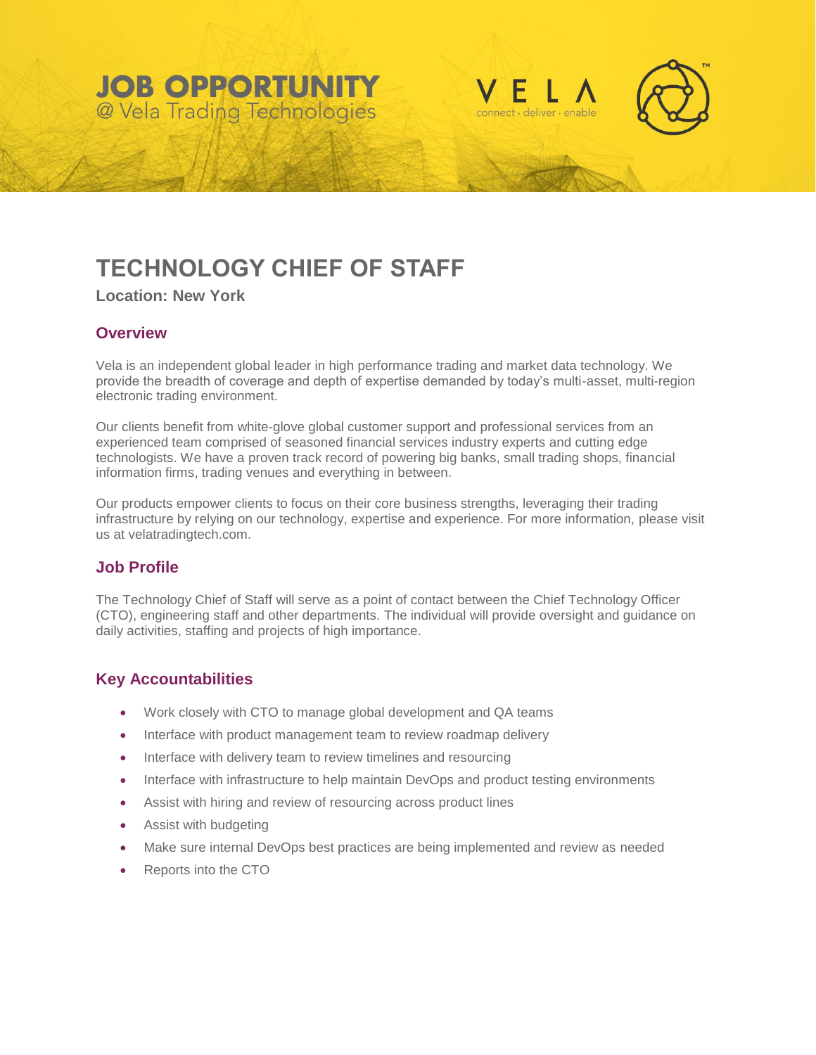# JOB OPPORTUNITY

@ Vela Trading Technologies

VELA

connect · deliver · enable

# TECHNOLOGY CHIEF OF STAFF

**Location: New York**

## Overview

Vela is an independent global leader in high performance trading and market data technology. We provide the breadth of coverage and depth of expertise demanded by today's multi-asset, multi-region electronic trading environment.

Our clients benefit from white-glove global customer support and professional services from an experienced team comprised of seasoned financial services industry experts and cutting edge technologists. We have a proven track record of powering big banks, small trading shops, financial information firms, trading venues and everything in between.

Our products empower clients to focus on their core business strengths, leveraging their trading infrastructure by relying on our technology, expertise and experience. For more information, please visit us at velatradingtech.com.

## Job Profile

The Technology Chief of Staff will serve as a point of contact between the Chief Technology Officer (CTO), engineering staff and other departments. The individual will provide oversight and guidance on daily activities, staffing and projects of high importance.

## Key Accountabilities

- Work closely with CTO to manage global development and QA teams
- Interface with product management team to review roadmap delivery
- Interface with delivery team to review timelines and resourcing
- Interface with infrastructure to help maintain DevOps and product testing environments
- Assist with hiring and review of resourcing across product lines
- Assist with budgeting
- Make sure internal DevOps best practices are being implemented and review as needed
- Reports into the CTO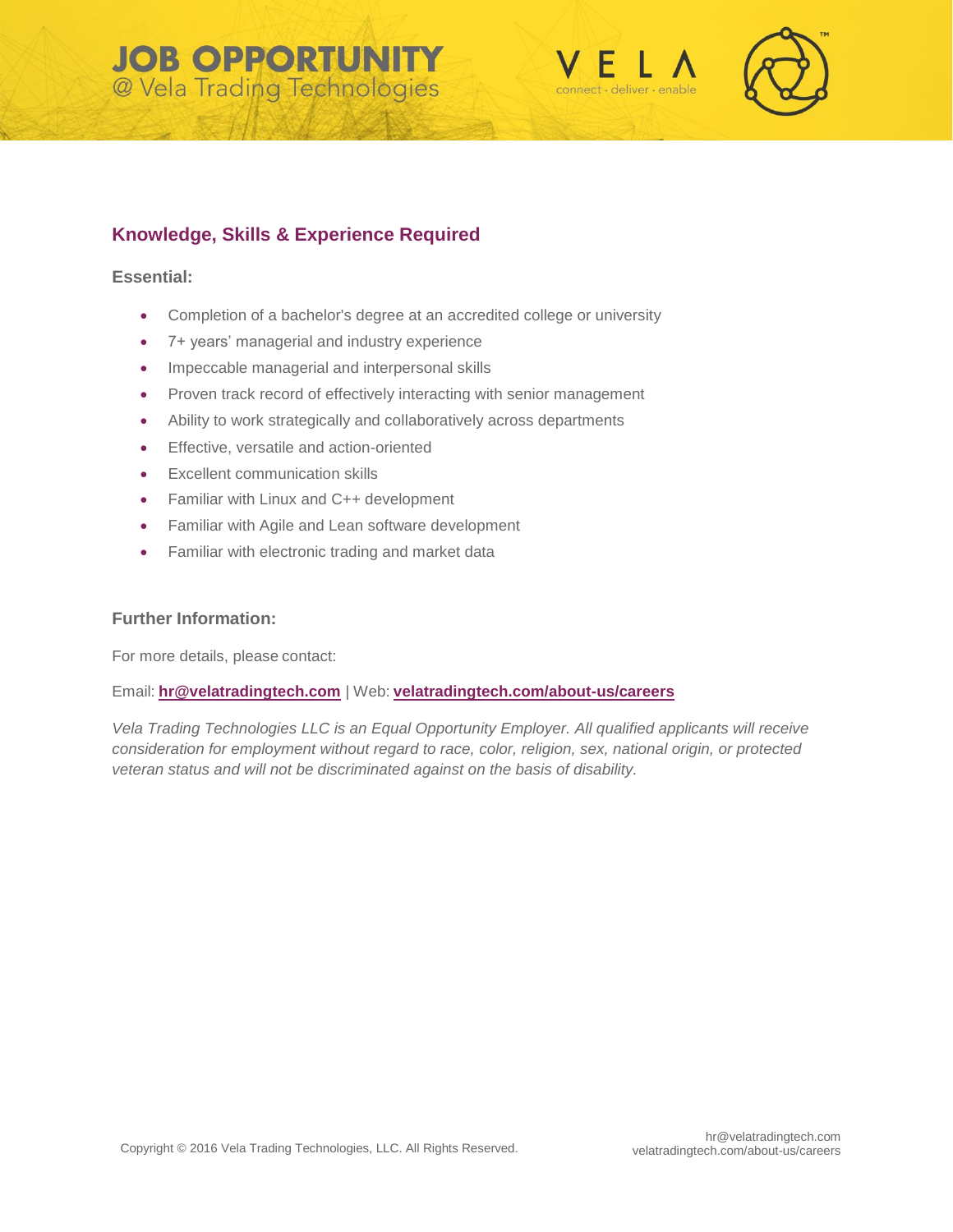## Knowledge, Skills & Experience Required

### Essential:

- Completion of a bachelor's degree at an accredited college or university
- 7+ years' managerial and industry experience
- Impeccable managerial and interpersonal skills
- Proven track record of effectively interacting with senior management
- Ability to work strategically and collaboratively across departments
- Effective, versatile and action-oriented
- Excellent communication skills
- Familiar with Linux and C++ development
- Familiar with Agile and Lean software development
- Familiar with electronic trading and market data

### Further Information:

For more details, please contact:

Email: **hr@velatradingtech.com** | Web: **velatradingtech.com/about-us/careers**

*Vela Trading Technologies LLC is an Equal Opportunity Employer. All qualified applicants will receive consideration for employment without regard to race, color, religion, sex, national origin, or protected veteran status and will not be discriminated against on the basis of disability.*